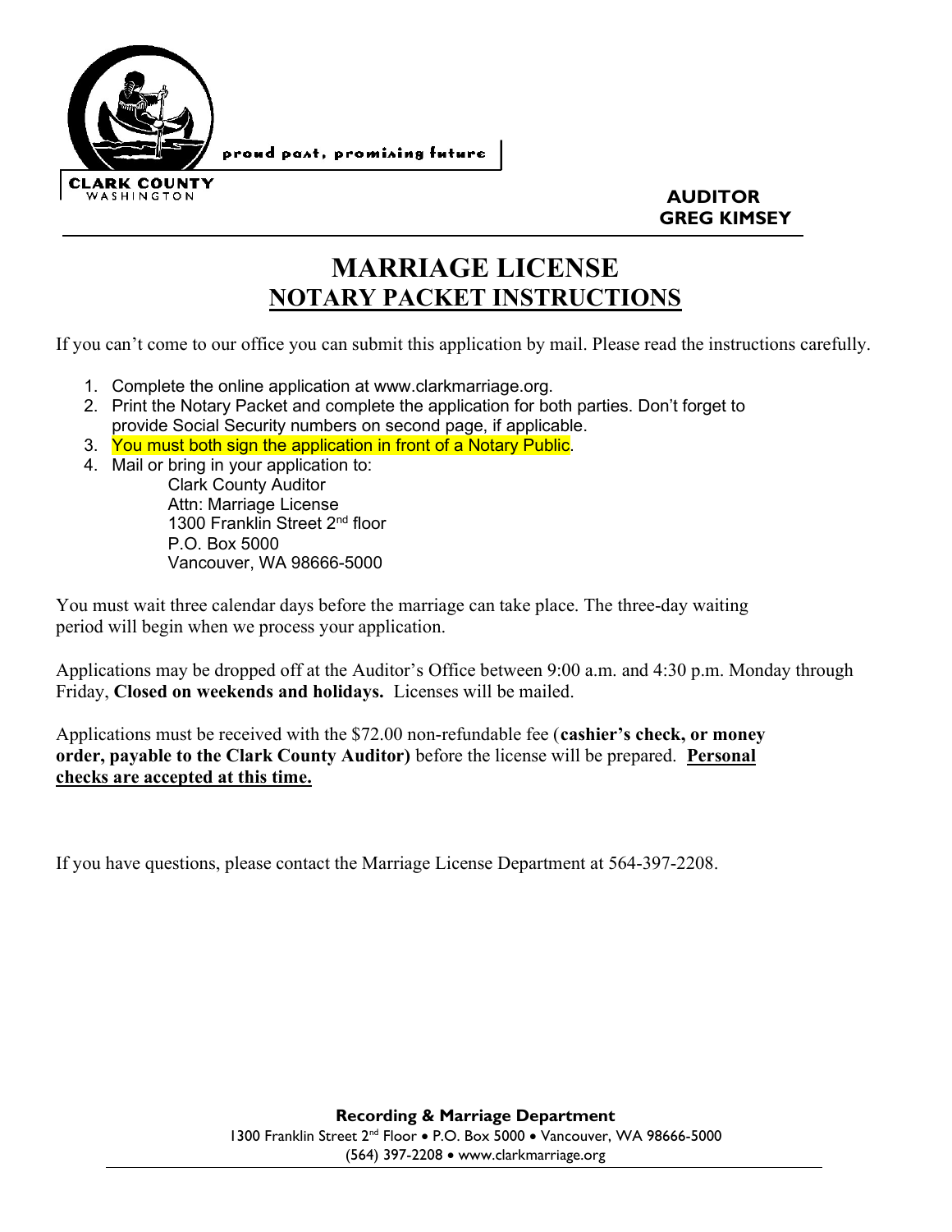CLARK COUNTY
WASHINGTON

proud past, promising future

**AUDITOR**
**GREG KIMSEY**

# MARRIAGE LICENSE
## NOTARY PACKET INSTRUCTIONS

If you can't come to our office you can submit this application by mail. Please read the instructions carefully.

1. Complete the online application at www.clarkmarriage.org.
2. Print the Notary Packet and complete the application for both parties. Don't forget to provide Social Security numbers on second page, if applicable.
3. You must both sign the application in front of a Notary Public.
4. Mail or bring in your application to:
   Clark County Auditor
   Attn: Marriage License
   1300 Franklin Street 2nd floor
   P.O. Box 5000
   Vancouver, WA 98666-5000

You must wait three calendar days before the marriage can take place. The three-day waiting period will begin when we process your application.

Applications may be dropped off at the Auditor's Office between 9:00 a.m. and 4:30 p.m. Monday through Friday, **Closed on weekends and holidays.** Licenses will be mailed.

Applications must be received with the $72.00 non-refundable fee (**cashier's check, or money order, payable to the Clark County Auditor)** before the license will be prepared. **Personal checks are accepted at this time.**

If you have questions, please contact the Marriage License Department at 564-397-2208.

**Recording & Marriage Department**
1300 Franklin Street 2nd Floor • P.O. Box 5000 • Vancouver, WA 98666-5000
(564) 397-2208 • www.clarkmarriage.org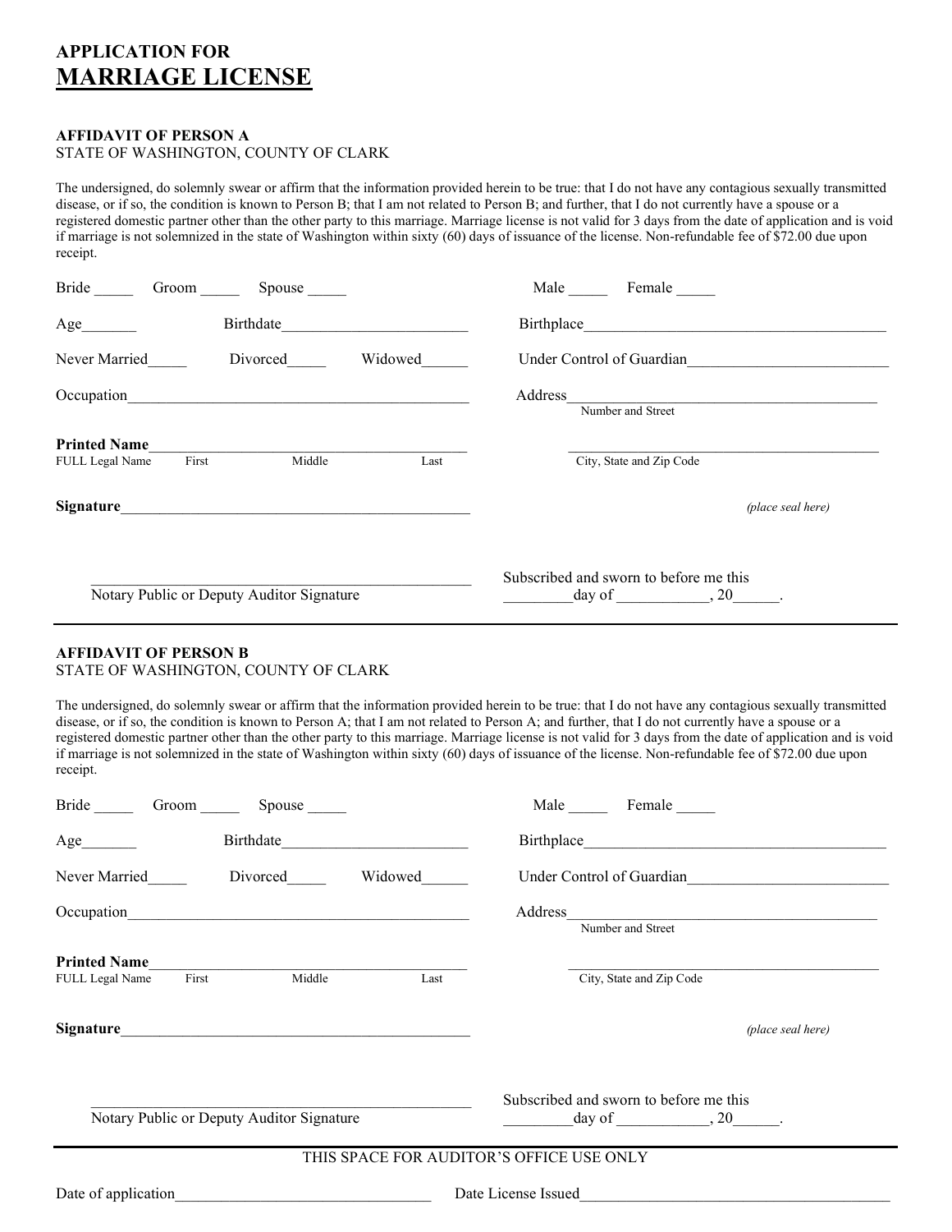# APPLICATION FOR
# MARRIAGE LICENSE

**AFFIDAVIT OF PERSON A**
STATE OF WASHINGTON, COUNTY OF CLARK

The undersigned, do solemnly swear or affirm that the information provided herein to be true: that I do not have any contagious sexually transmitted disease, or if so, the condition is known to Person B; that I am not related to Person B; and further, that I do not currently have a spouse or a registered domestic partner other than the other party to this marriage. Marriage license is not valid for 3 days from the date of application and is void if marriage is not solemnized in the state of Washington within sixty (60) days of issuance of the license. Non-refundable fee of $72.00 due upon receipt.

Bride _____ Groom _____ Spouse _____ Male _____ Female _____

Age_______ Birthdate________________________ Birthplace_______________________________________

Never Married_____ Divorced_____ Widowed______ Under Control of Guardian__________________________

Occupation_____________________________________________ Address_________________________________________
Number and Street

**Printed Name**_____________________________________________ _____________________________________________
FULL Legal Name First Middle Last City, State and Zip Code

**Signature**_____________________________________________ *(place seal here)*

_________________________________________________
Notary Public or Deputy Auditor Signature

Subscribed and sworn to before me this
_________day of ____________, 20______.

---

**AFFIDAVIT OF PERSON B**
STATE OF WASHINGTON, COUNTY OF CLARK

The undersigned, do solemnly swear or affirm that the information provided herein to be true: that I do not have any contagious sexually transmitted disease, or if so, the condition is known to Person A; that I am not related to Person A; and further, that I do not currently have a spouse or a registered domestic partner other than the other party to this marriage. Marriage license is not valid for 3 days from the date of application and is void if marriage is not solemnized in the state of Washington within sixty (60) days of issuance of the license. Non-refundable fee of $72.00 due upon receipt.

Bride _____ Groom _____ Spouse _____ Male _____ Female _____

Age_______ Birthdate________________________ Birthplace_______________________________________

Never Married_____ Divorced_____ Widowed______ Under Control of Guardian__________________________

Occupation_____________________________________________ Address_________________________________________
Number and Street

**Printed Name**_____________________________________________ _____________________________________________
FULL Legal Name First Middle Last City, State and Zip Code

**Signature**_____________________________________________ *(place seal here)*

_________________________________________________
Notary Public or Deputy Auditor Signature

Subscribed and sworn to before me this
_________day of ____________, 20______.

---

THIS SPACE FOR AUDITOR'S OFFICE USE ONLY

Date of application_________________________________ Date License Issued_________________________________________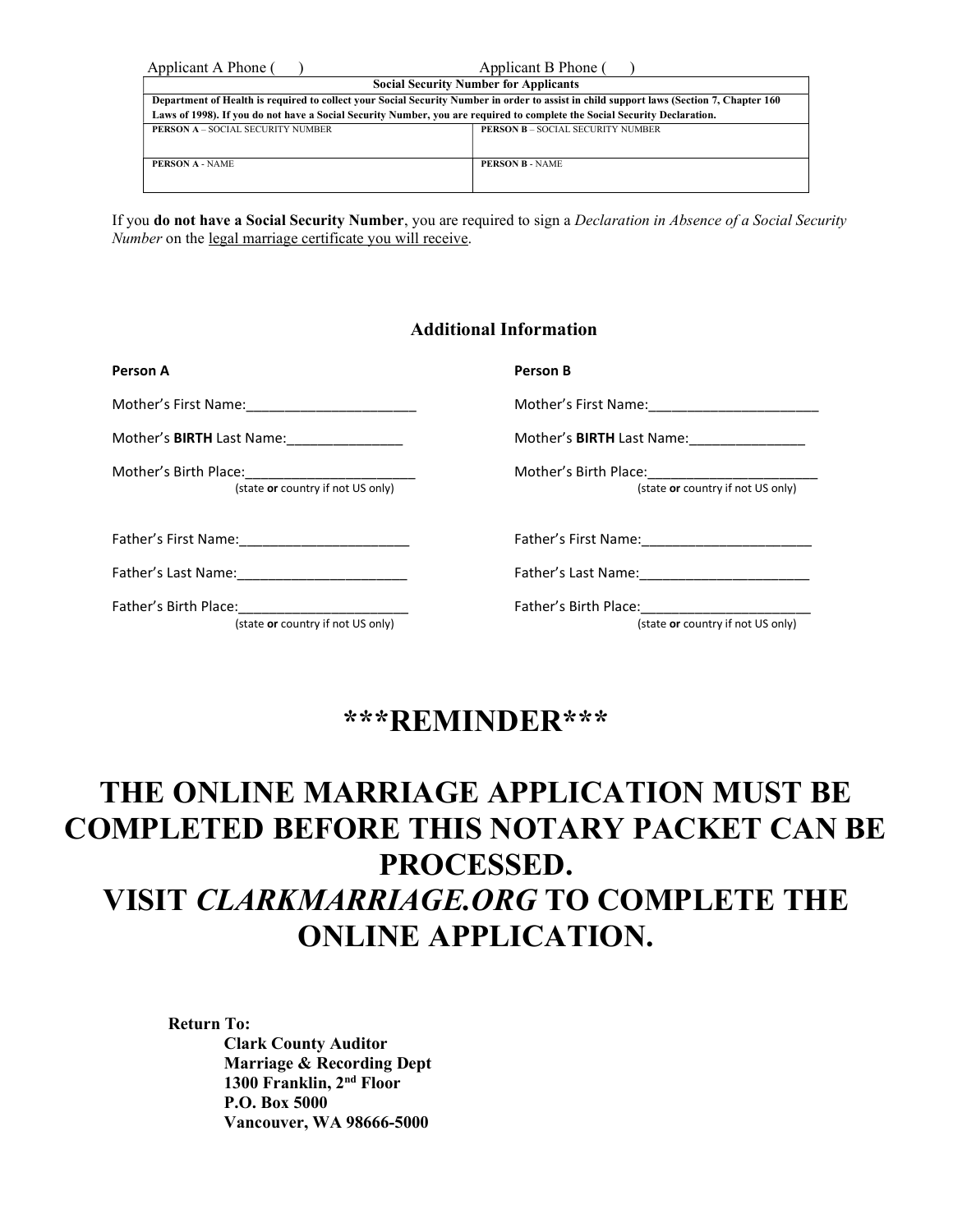Applicant A Phone (      )                                        Applicant B Phone (      )

| **Social Security Number for Applicants** | |
|---|---|
| **Department of Health is required to collect your Social Security Number in order to assist in child support laws (Section 7, Chapter 160 Laws of 1998). If you do not have a Social Security Number, you are required to complete the Social Security Declaration.** | |
| **PERSON A** – SOCIAL SECURITY NUMBER | **PERSON B** – SOCIAL SECURITY NUMBER |
| **PERSON A** - NAME | **PERSON B** - NAME |

If you **do not have a Social Security Number**, you are required to sign a *Declaration in Absence of a Social Security Number* on the legal marriage certificate you will receive.

## Additional Information

**Person A**

Mother's First Name:______________________

Mother's **BIRTH** Last Name:_______________

Mother's Birth Place:______________________
(state **or** country if not US only)

Father's First Name:______________________

Father's Last Name:______________________

Father's Birth Place:______________________
(state **or** country if not US only)

**Person B**

Mother's First Name:______________________

Mother's **BIRTH** Last Name:_______________

Mother's Birth Place:______________________
(state **or** country if not US only)

Father's First Name:______________________

Father's Last Name:______________________

Father's Birth Place:______________________
(state **or** country if not US only)

# ***REMINDER***

# THE ONLINE MARRIAGE APPLICATION MUST BE COMPLETED BEFORE THIS NOTARY PACKET CAN BE PROCESSED. VISIT *CLARKMARRIAGE.ORG* TO COMPLETE THE ONLINE APPLICATION.

**Return To:**
**Clark County Auditor**
**Marriage & Recording Dept**
**1300 Franklin, 2nd Floor**
**P.O. Box 5000**
**Vancouver, WA 98666-5000**